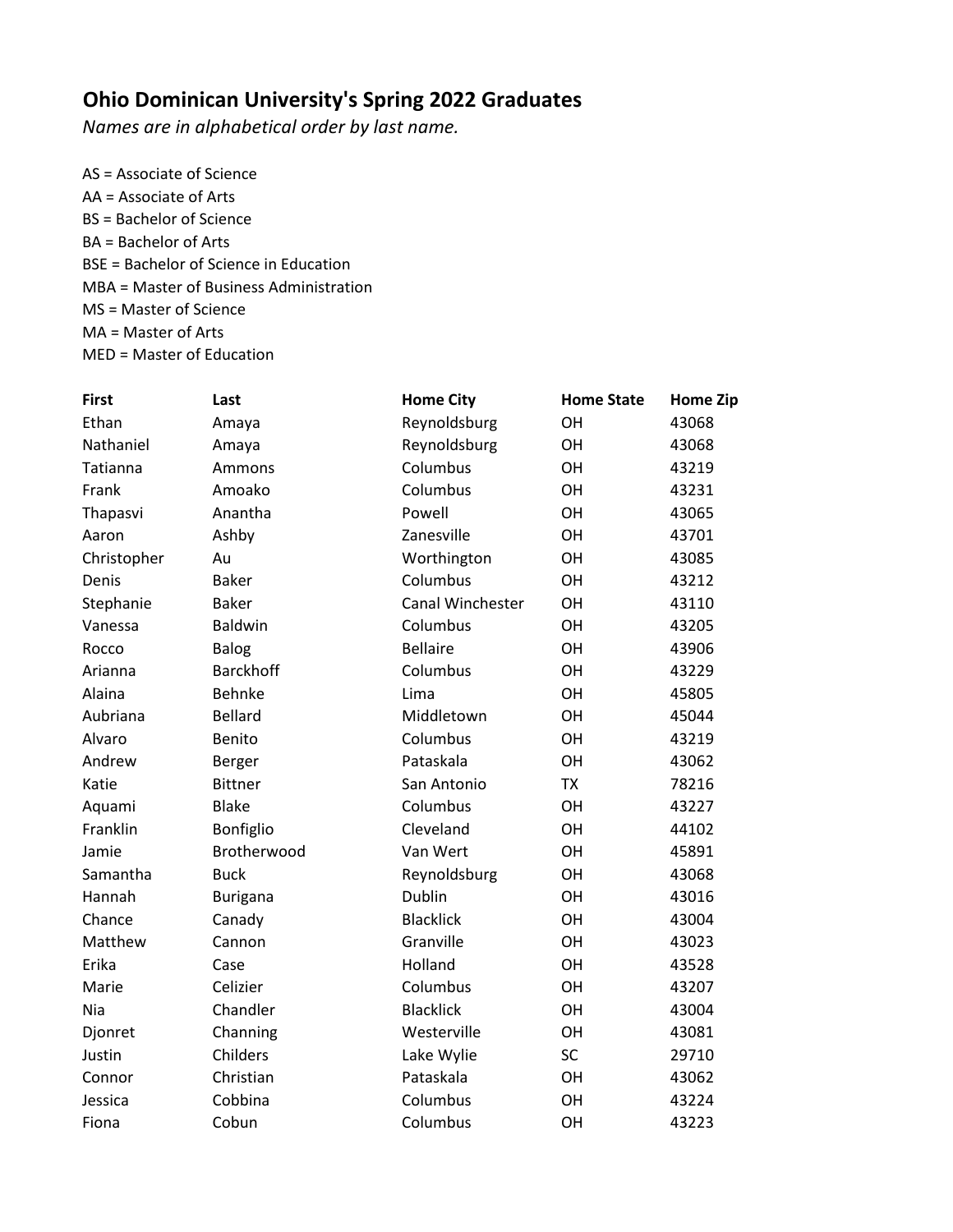# Ohio Dominican University's Spring 2022 Graduates

*Names are in alphabetical order by last name.*

AS = Associate of Science
AA = Associate of Arts
BS = Bachelor of Science
BA = Bachelor of Arts
BSE = Bachelor of Science in Education
MBA = Master of Business Administration
MS = Master of Science
MA = Master of Arts
MED = Master of Education

| First | Last | Home City | Home State | Home Zip |
|---|---|---|---|---|
| Ethan | Amaya | Reynoldsburg | OH | 43068 |
| Nathaniel | Amaya | Reynoldsburg | OH | 43068 |
| Tatianna | Ammons | Columbus | OH | 43219 |
| Frank | Amoako | Columbus | OH | 43231 |
| Thapasvi | Anantha | Powell | OH | 43065 |
| Aaron | Ashby | Zanesville | OH | 43701 |
| Christopher | Au | Worthington | OH | 43085 |
| Denis | Baker | Columbus | OH | 43212 |
| Stephanie | Baker | Canal Winchester | OH | 43110 |
| Vanessa | Baldwin | Columbus | OH | 43205 |
| Rocco | Balog | Bellaire | OH | 43906 |
| Arianna | Barckhoff | Columbus | OH | 43229 |
| Alaina | Behnke | Lima | OH | 45805 |
| Aubriana | Bellard | Middletown | OH | 45044 |
| Alvaro | Benito | Columbus | OH | 43219 |
| Andrew | Berger | Pataskala | OH | 43062 |
| Katie | Bittner | San Antonio | TX | 78216 |
| Aquami | Blake | Columbus | OH | 43227 |
| Franklin | Bonfiglio | Cleveland | OH | 44102 |
| Jamie | Brotherwood | Van Wert | OH | 45891 |
| Samantha | Buck | Reynoldsburg | OH | 43068 |
| Hannah | Burigana | Dublin | OH | 43016 |
| Chance | Canady | Blacklick | OH | 43004 |
| Matthew | Cannon | Granville | OH | 43023 |
| Erika | Case | Holland | OH | 43528 |
| Marie | Celizier | Columbus | OH | 43207 |
| Nia | Chandler | Blacklick | OH | 43004 |
| Djonret | Channing | Westerville | OH | 43081 |
| Justin | Childers | Lake Wylie | SC | 29710 |
| Connor | Christian | Pataskala | OH | 43062 |
| Jessica | Cobbina | Columbus | OH | 43224 |
| Fiona | Cobun | Columbus | OH | 43223 |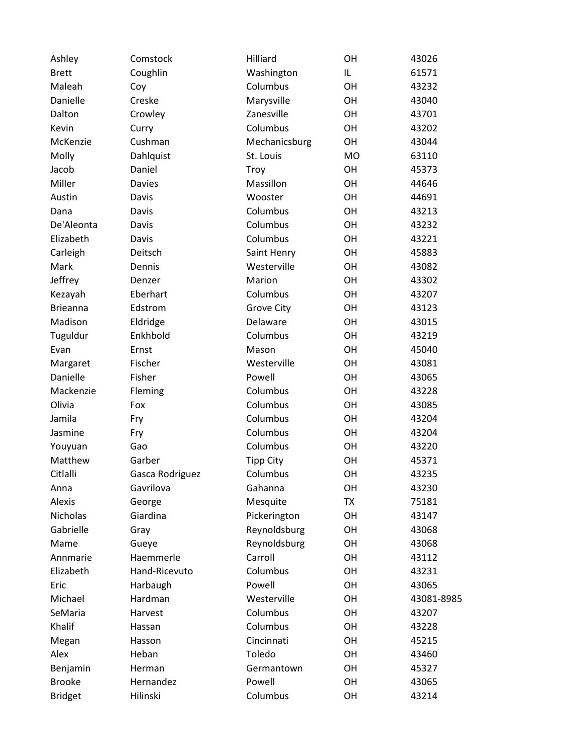| | | | | |
|---|---|---|---|---|
| Ashley | Comstock | Hilliard | OH | 43026 |
| Brett | Coughlin | Washington | IL | 61571 |
| Maleah | Coy | Columbus | OH | 43232 |
| Danielle | Creske | Marysville | OH | 43040 |
| Dalton | Crowley | Zanesville | OH | 43701 |
| Kevin | Curry | Columbus | OH | 43202 |
| McKenzie | Cushman | Mechanicsburg | OH | 43044 |
| Molly | Dahlquist | St. Louis | MO | 63110 |
| Jacob | Daniel | Troy | OH | 45373 |
| Miller | Davies | Massillon | OH | 44646 |
| Austin | Davis | Wooster | OH | 44691 |
| Dana | Davis | Columbus | OH | 43213 |
| De'Aleonta | Davis | Columbus | OH | 43232 |
| Elizabeth | Davis | Columbus | OH | 43221 |
| Carleigh | Deitsch | Saint Henry | OH | 45883 |
| Mark | Dennis | Westerville | OH | 43082 |
| Jeffrey | Denzer | Marion | OH | 43302 |
| Kezayah | Eberhart | Columbus | OH | 43207 |
| Brieanna | Edstrom | Grove City | OH | 43123 |
| Madison | Eldridge | Delaware | OH | 43015 |
| Tuguldur | Enkhbold | Columbus | OH | 43219 |
| Evan | Ernst | Mason | OH | 45040 |
| Margaret | Fischer | Westerville | OH | 43081 |
| Danielle | Fisher | Powell | OH | 43065 |
| Mackenzie | Fleming | Columbus | OH | 43228 |
| Olivia | Fox | Columbus | OH | 43085 |
| Jamila | Fry | Columbus | OH | 43204 |
| Jasmine | Fry | Columbus | OH | 43204 |
| Youyuan | Gao | Columbus | OH | 43220 |
| Matthew | Garber | Tipp City | OH | 45371 |
| Citlalli | Gasca Rodriguez | Columbus | OH | 43235 |
| Anna | Gavrilova | Gahanna | OH | 43230 |
| Alexis | George | Mesquite | TX | 75181 |
| Nicholas | Giardina | Pickerington | OH | 43147 |
| Gabrielle | Gray | Reynoldsburg | OH | 43068 |
| Mame | Gueye | Reynoldsburg | OH | 43068 |
| Annmarie | Haemmerle | Carroll | OH | 43112 |
| Elizabeth | Hand-Ricevuto | Columbus | OH | 43231 |
| Eric | Harbaugh | Powell | OH | 43065 |
| Michael | Hardman | Westerville | OH | 43081-8985 |
| SeMaria | Harvest | Columbus | OH | 43207 |
| Khalif | Hassan | Columbus | OH | 43228 |
| Megan | Hasson | Cincinnati | OH | 45215 |
| Alex | Heban | Toledo | OH | 43460 |
| Benjamin | Herman | Germantown | OH | 45327 |
| Brooke | Hernandez | Powell | OH | 43065 |
| Bridget | Hilinski | Columbus | OH | 43214 |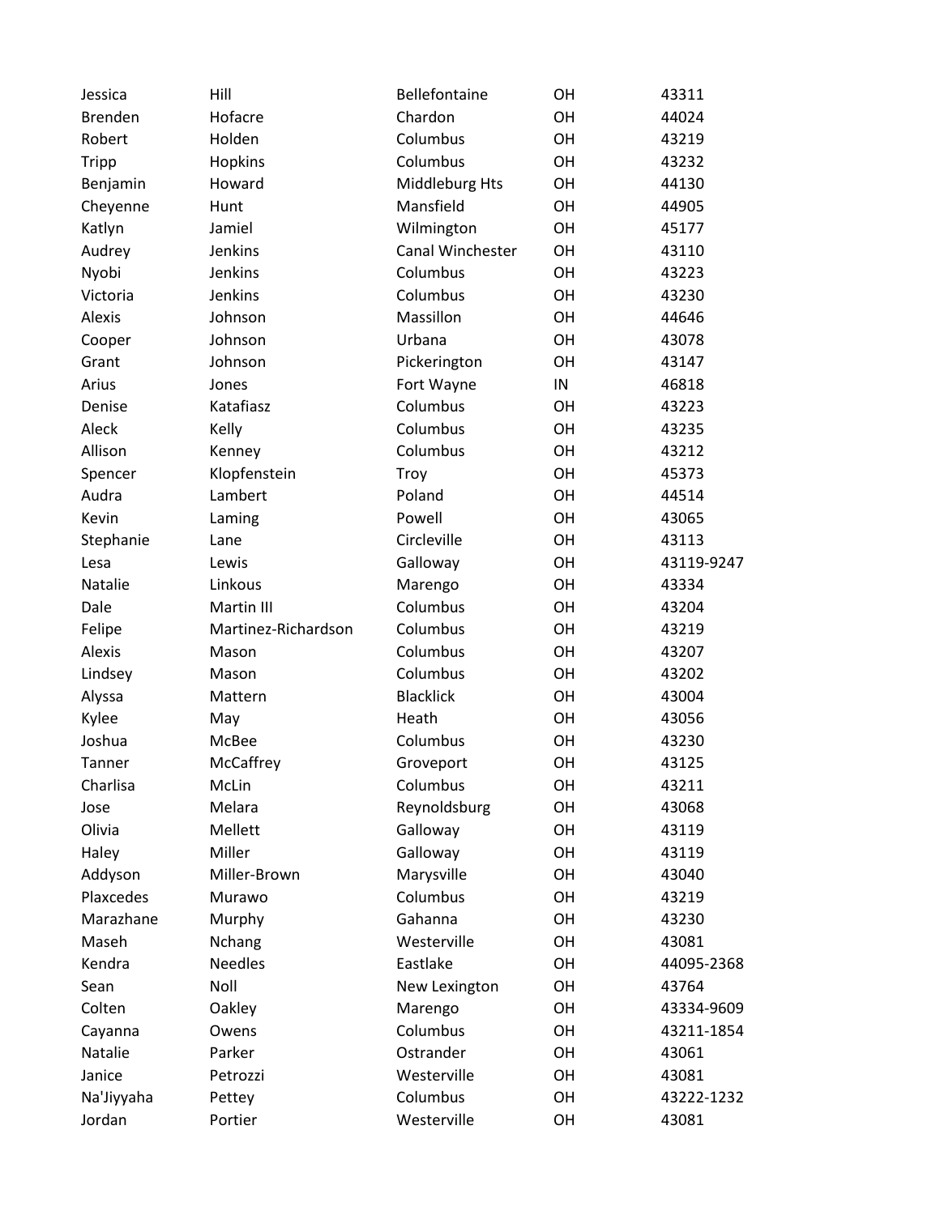| Jessica | Hill | Bellefontaine | OH | 43311 |
|---|---|---|---|---|
| Brenden | Hofacre | Chardon | OH | 44024 |
| Robert | Holden | Columbus | OH | 43219 |
| Tripp | Hopkins | Columbus | OH | 43232 |
| Benjamin | Howard | Middleburg Hts | OH | 44130 |
| Cheyenne | Hunt | Mansfield | OH | 44905 |
| Katlyn | Jamiel | Wilmington | OH | 45177 |
| Audrey | Jenkins | Canal Winchester | OH | 43110 |
| Nyobi | Jenkins | Columbus | OH | 43223 |
| Victoria | Jenkins | Columbus | OH | 43230 |
| Alexis | Johnson | Massillon | OH | 44646 |
| Cooper | Johnson | Urbana | OH | 43078 |
| Grant | Johnson | Pickerington | OH | 43147 |
| Arius | Jones | Fort Wayne | IN | 46818 |
| Denise | Katafiasz | Columbus | OH | 43223 |
| Aleck | Kelly | Columbus | OH | 43235 |
| Allison | Kenney | Columbus | OH | 43212 |
| Spencer | Klopfenstein | Troy | OH | 45373 |
| Audra | Lambert | Poland | OH | 44514 |
| Kevin | Laming | Powell | OH | 43065 |
| Stephanie | Lane | Circleville | OH | 43113 |
| Lesa | Lewis | Galloway | OH | 43119-9247 |
| Natalie | Linkous | Marengo | OH | 43334 |
| Dale | Martin III | Columbus | OH | 43204 |
| Felipe | Martinez-Richardson | Columbus | OH | 43219 |
| Alexis | Mason | Columbus | OH | 43207 |
| Lindsey | Mason | Columbus | OH | 43202 |
| Alyssa | Mattern | Blacklick | OH | 43004 |
| Kylee | May | Heath | OH | 43056 |
| Joshua | McBee | Columbus | OH | 43230 |
| Tanner | McCaffrey | Groveport | OH | 43125 |
| Charlisa | McLin | Columbus | OH | 43211 |
| Jose | Melara | Reynoldsburg | OH | 43068 |
| Olivia | Mellett | Galloway | OH | 43119 |
| Haley | Miller | Galloway | OH | 43119 |
| Addyson | Miller-Brown | Marysville | OH | 43040 |
| Plaxcedes | Murawo | Columbus | OH | 43219 |
| Marazhane | Murphy | Gahanna | OH | 43230 |
| Maseh | Nchang | Westerville | OH | 43081 |
| Kendra | Needles | Eastlake | OH | 44095-2368 |
| Sean | Noll | New Lexington | OH | 43764 |
| Colten | Oakley | Marengo | OH | 43334-9609 |
| Cayanna | Owens | Columbus | OH | 43211-1854 |
| Natalie | Parker | Ostrander | OH | 43061 |
| Janice | Petrozzi | Westerville | OH | 43081 |
| Na'Jiyyaha | Pettey | Columbus | OH | 43222-1232 |
| Jordan | Portier | Westerville | OH | 43081 |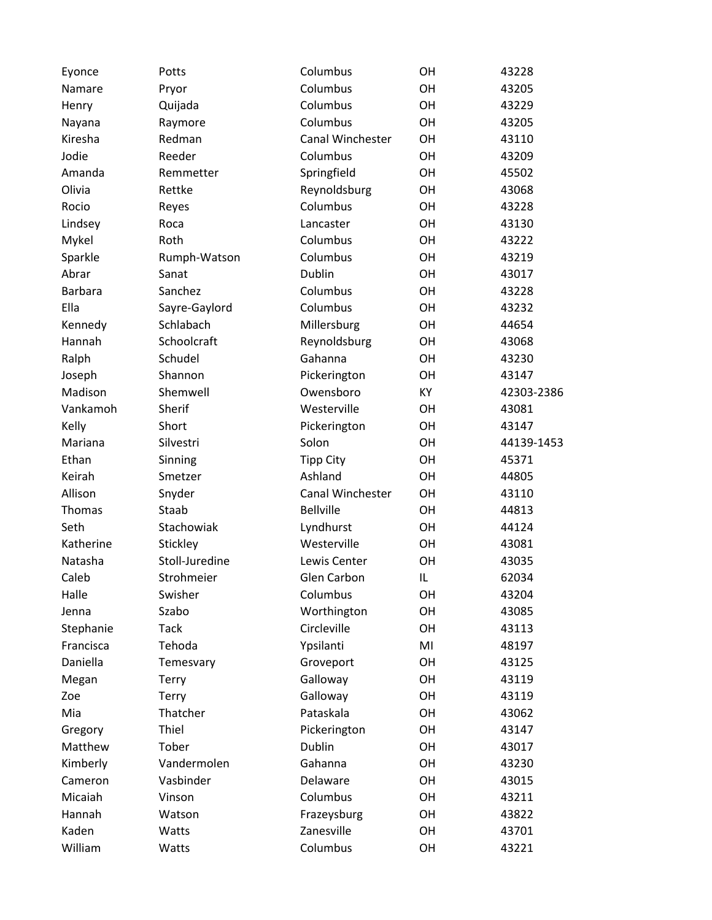| | | | | |
|---|---|---|---|---|
| Eyonce | Potts | Columbus | OH | 43228 |
| Namare | Pryor | Columbus | OH | 43205 |
| Henry | Quijada | Columbus | OH | 43229 |
| Nayana | Raymore | Columbus | OH | 43205 |
| Kiresha | Redman | Canal Winchester | OH | 43110 |
| Jodie | Reeder | Columbus | OH | 43209 |
| Amanda | Remmetter | Springfield | OH | 45502 |
| Olivia | Rettke | Reynoldsburg | OH | 43068 |
| Rocio | Reyes | Columbus | OH | 43228 |
| Lindsey | Roca | Lancaster | OH | 43130 |
| Mykel | Roth | Columbus | OH | 43222 |
| Sparkle | Rumph-Watson | Columbus | OH | 43219 |
| Abrar | Sanat | Dublin | OH | 43017 |
| Barbara | Sanchez | Columbus | OH | 43228 |
| Ella | Sayre-Gaylord | Columbus | OH | 43232 |
| Kennedy | Schlabach | Millersburg | OH | 44654 |
| Hannah | Schoolcraft | Reynoldsburg | OH | 43068 |
| Ralph | Schudel | Gahanna | OH | 43230 |
| Joseph | Shannon | Pickerington | OH | 43147 |
| Madison | Shemwell | Owensboro | KY | 42303-2386 |
| Vankamoh | Sherif | Westerville | OH | 43081 |
| Kelly | Short | Pickerington | OH | 43147 |
| Mariana | Silvestri | Solon | OH | 44139-1453 |
| Ethan | Sinning | Tipp City | OH | 45371 |
| Keirah | Smetzer | Ashland | OH | 44805 |
| Allison | Snyder | Canal Winchester | OH | 43110 |
| Thomas | Staab | Bellville | OH | 44813 |
| Seth | Stachowiak | Lyndhurst | OH | 44124 |
| Katherine | Stickley | Westerville | OH | 43081 |
| Natasha | Stoll-Juredine | Lewis Center | OH | 43035 |
| Caleb | Strohmeier | Glen Carbon | IL | 62034 |
| Halle | Swisher | Columbus | OH | 43204 |
| Jenna | Szabo | Worthington | OH | 43085 |
| Stephanie | Tack | Circleville | OH | 43113 |
| Francisca | Tehoda | Ypsilanti | MI | 48197 |
| Daniella | Temesvary | Groveport | OH | 43125 |
| Megan | Terry | Galloway | OH | 43119 |
| Zoe | Terry | Galloway | OH | 43119 |
| Mia | Thatcher | Pataskala | OH | 43062 |
| Gregory | Thiel | Pickerington | OH | 43147 |
| Matthew | Tober | Dublin | OH | 43017 |
| Kimberly | Vandermolen | Gahanna | OH | 43230 |
| Cameron | Vasbinder | Delaware | OH | 43015 |
| Micaiah | Vinson | Columbus | OH | 43211 |
| Hannah | Watson | Frazeysburg | OH | 43822 |
| Kaden | Watts | Zanesville | OH | 43701 |
| William | Watts | Columbus | OH | 43221 |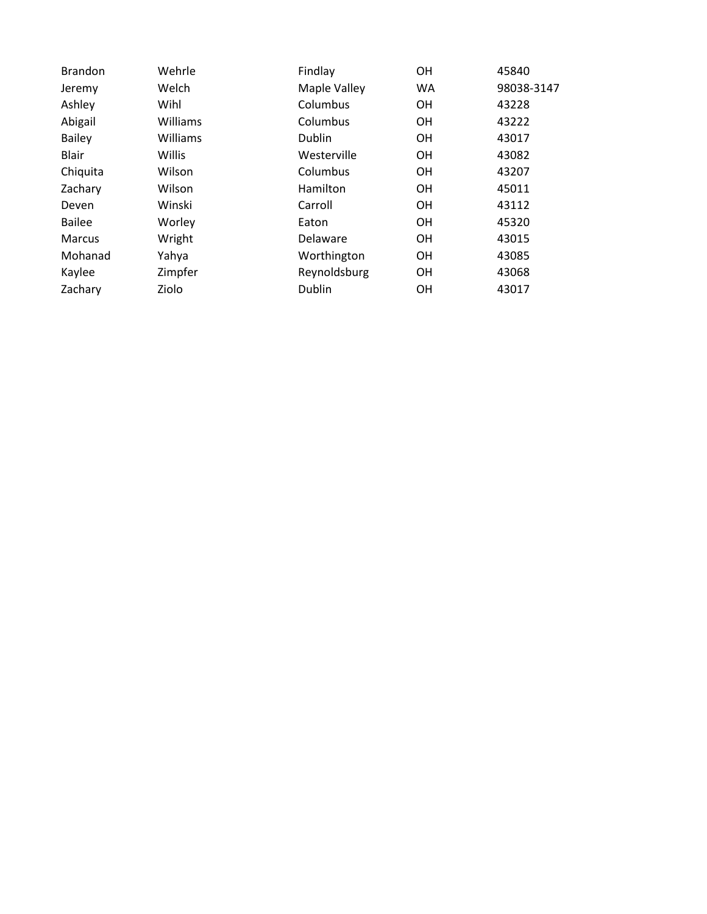| | | | | |
|---|---|---|---|---|
| Brandon | Wehrle | Findlay | OH | 45840 |
| Jeremy | Welch | Maple Valley | WA | 98038-3147 |
| Ashley | Wihl | Columbus | OH | 43228 |
| Abigail | Williams | Columbus | OH | 43222 |
| Bailey | Williams | Dublin | OH | 43017 |
| Blair | Willis | Westerville | OH | 43082 |
| Chiquita | Wilson | Columbus | OH | 43207 |
| Zachary | Wilson | Hamilton | OH | 45011 |
| Deven | Winski | Carroll | OH | 43112 |
| Bailee | Worley | Eaton | OH | 45320 |
| Marcus | Wright | Delaware | OH | 43015 |
| Mohanad | Yahya | Worthington | OH | 43085 |
| Kaylee | Zimpfer | Reynoldsburg | OH | 43068 |
| Zachary | Ziolo | Dublin | OH | 43017 |